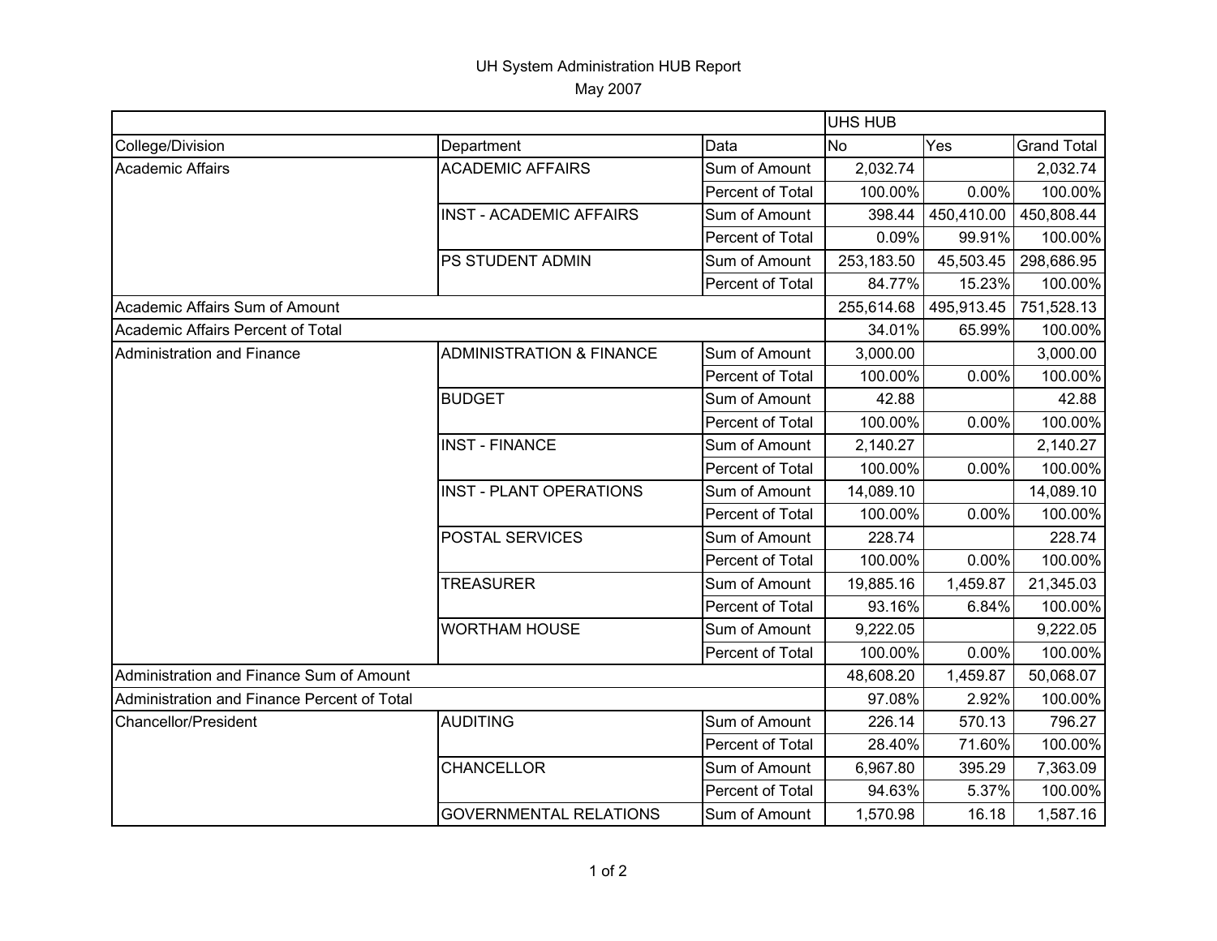UH System Administration HUB Report

May 2007

| | | | UHS HUB | | |
|---|---|---|---|---|---|
| College/Division | Department | Data | No | Yes | Grand Total |
| Academic Affairs | ACADEMIC AFFAIRS | Sum of Amount | 2,032.74 | | 2,032.74 |
| | | Percent of Total | 100.00% | 0.00% | 100.00% |
| | INST - ACADEMIC AFFAIRS | Sum of Amount | 398.44 | 450,410.00 | 450,808.44 |
| | | Percent of Total | 0.09% | 99.91% | 100.00% |
| | PS STUDENT ADMIN | Sum of Amount | 253,183.50 | 45,503.45 | 298,686.95 |
| | | Percent of Total | 84.77% | 15.23% | 100.00% |
| Academic Affairs Sum of Amount | | | 255,614.68 | 495,913.45 | 751,528.13 |
| Academic Affairs Percent of Total | | | 34.01% | 65.99% | 100.00% |
| Administration and Finance | ADMINISTRATION & FINANCE | Sum of Amount | 3,000.00 | | 3,000.00 |
| | | Percent of Total | 100.00% | 0.00% | 100.00% |
| | BUDGET | Sum of Amount | 42.88 | | 42.88 |
| | | Percent of Total | 100.00% | 0.00% | 100.00% |
| | INST - FINANCE | Sum of Amount | 2,140.27 | | 2,140.27 |
| | | Percent of Total | 100.00% | 0.00% | 100.00% |
| | INST - PLANT OPERATIONS | Sum of Amount | 14,089.10 | | 14,089.10 |
| | | Percent of Total | 100.00% | 0.00% | 100.00% |
| | POSTAL SERVICES | Sum of Amount | 228.74 | | 228.74 |
| | | Percent of Total | 100.00% | 0.00% | 100.00% |
| | TREASURER | Sum of Amount | 19,885.16 | 1,459.87 | 21,345.03 |
| | | Percent of Total | 93.16% | 6.84% | 100.00% |
| | WORTHAM HOUSE | Sum of Amount | 9,222.05 | | 9,222.05 |
| | | Percent of Total | 100.00% | 0.00% | 100.00% |
| Administration and Finance Sum of Amount | | | 48,608.20 | 1,459.87 | 50,068.07 |
| Administration and Finance Percent of Total | | | 97.08% | 2.92% | 100.00% |
| Chancellor/President | AUDITING | Sum of Amount | 226.14 | 570.13 | 796.27 |
| | | Percent of Total | 28.40% | 71.60% | 100.00% |
| | CHANCELLOR | Sum of Amount | 6,967.80 | 395.29 | 7,363.09 |
| | | Percent of Total | 94.63% | 5.37% | 100.00% |
| | GOVERNMENTAL RELATIONS | Sum of Amount | 1,570.98 | 16.18 | 1,587.16 |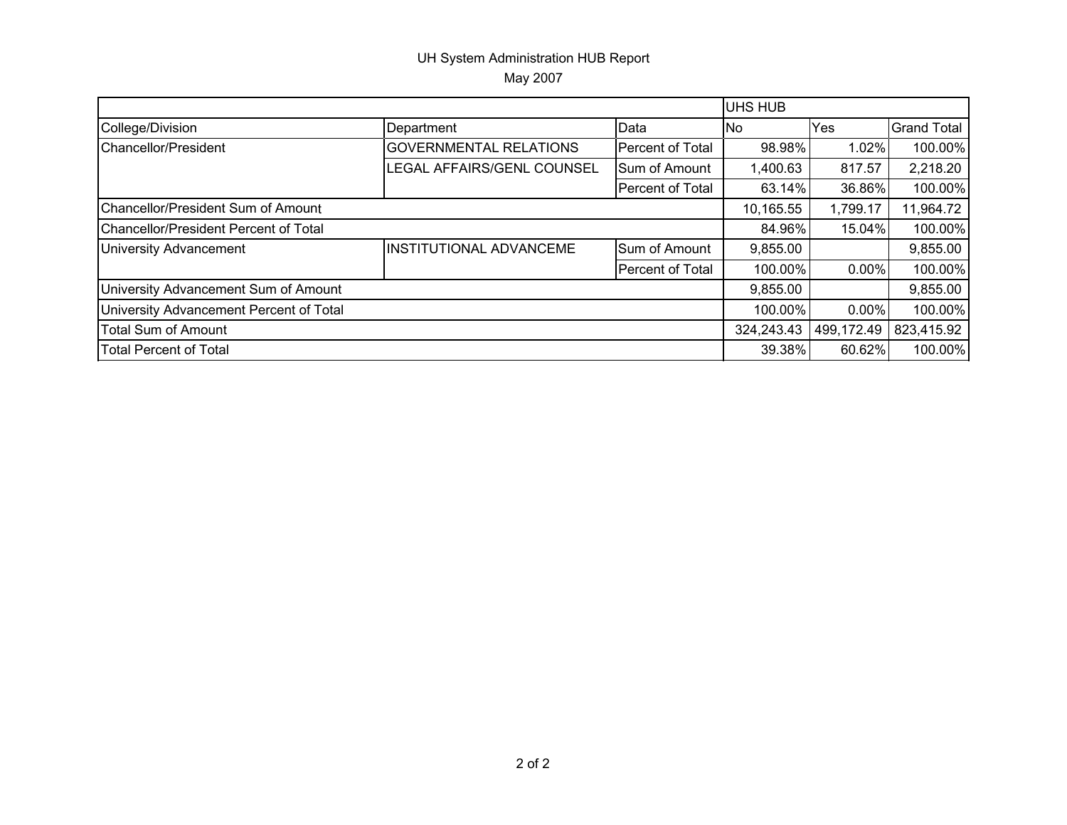UH System Administration HUB Report

May 2007

| | | | UHS HUB | | |
|---|---|---|---|---|---|
| College/Division | Department | Data | No | Yes | Grand Total |
| Chancellor/President | GOVERNMENTAL RELATIONS | Percent of Total | 98.98% | 1.02% | 100.00% |
| | LEGAL AFFAIRS/GENL COUNSEL | Sum of Amount | 1,400.63 | 817.57 | 2,218.20 |
| | | Percent of Total | 63.14% | 36.86% | 100.00% |
| Chancellor/President Sum of Amount | | | 10,165.55 | 1,799.17 | 11,964.72 |
| Chancellor/President Percent of Total | | | 84.96% | 15.04% | 100.00% |
| University Advancement | INSTITUTIONAL ADVANCEME | Sum of Amount | 9,855.00 | | 9,855.00 |
| | | Percent of Total | 100.00% | 0.00% | 100.00% |
| University Advancement Sum of Amount | | | 9,855.00 | | 9,855.00 |
| University Advancement Percent of Total | | | 100.00% | 0.00% | 100.00% |
| Total Sum of Amount | | | 324,243.43 | 499,172.49 | 823,415.92 |
| Total Percent of Total | | | 39.38% | 60.62% | 100.00% |